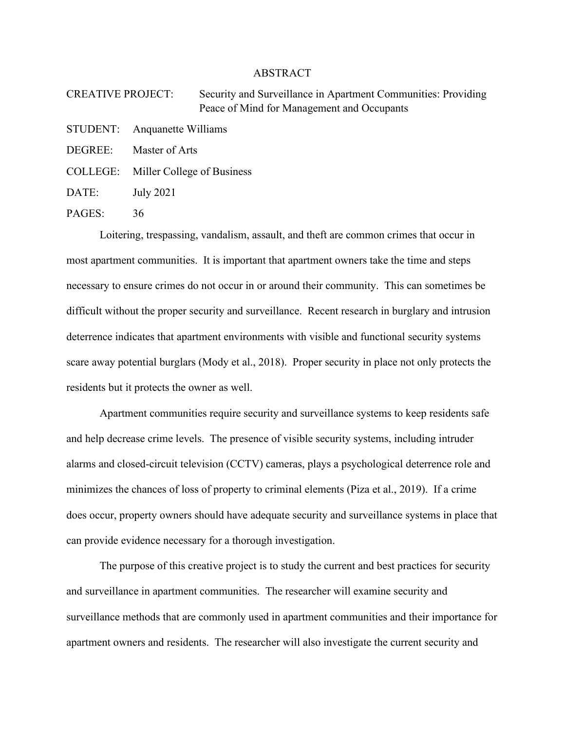# ABSTRACT

CREATIVE PROJECT: Security and Surveillance in Apartment Communities: Providing Peace of Mind for Management and Occupants

STUDENT: Anquanette Williams

DEGREE: Master of Arts

COLLEGE: Miller College of Business

DATE: July 2021

PAGES: 36

Loitering, trespassing, vandalism, assault, and theft are common crimes that occur in most apartment communities. It is important that apartment owners take the time and steps necessary to ensure crimes do not occur in or around their community. This can sometimes be difficult without the proper security and surveillance. Recent research in burglary and intrusion deterrence indicates that apartment environments with visible and functional security systems scare away potential burglars (Mody et al., 2018). Proper security in place not only protects the residents but it protects the owner as well.

Apartment communities require security and surveillance systems to keep residents safe and help decrease crime levels. The presence of visible security systems, including intruder alarms and closed-circuit television (CCTV) cameras, plays a psychological deterrence role and minimizes the chances of loss of property to criminal elements (Piza et al., 2019). If a crime does occur, property owners should have adequate security and surveillance systems in place that can provide evidence necessary for a thorough investigation.

The purpose of this creative project is to study the current and best practices for security and surveillance in apartment communities. The researcher will examine security and surveillance methods that are commonly used in apartment communities and their importance for apartment owners and residents. The researcher will also investigate the current security and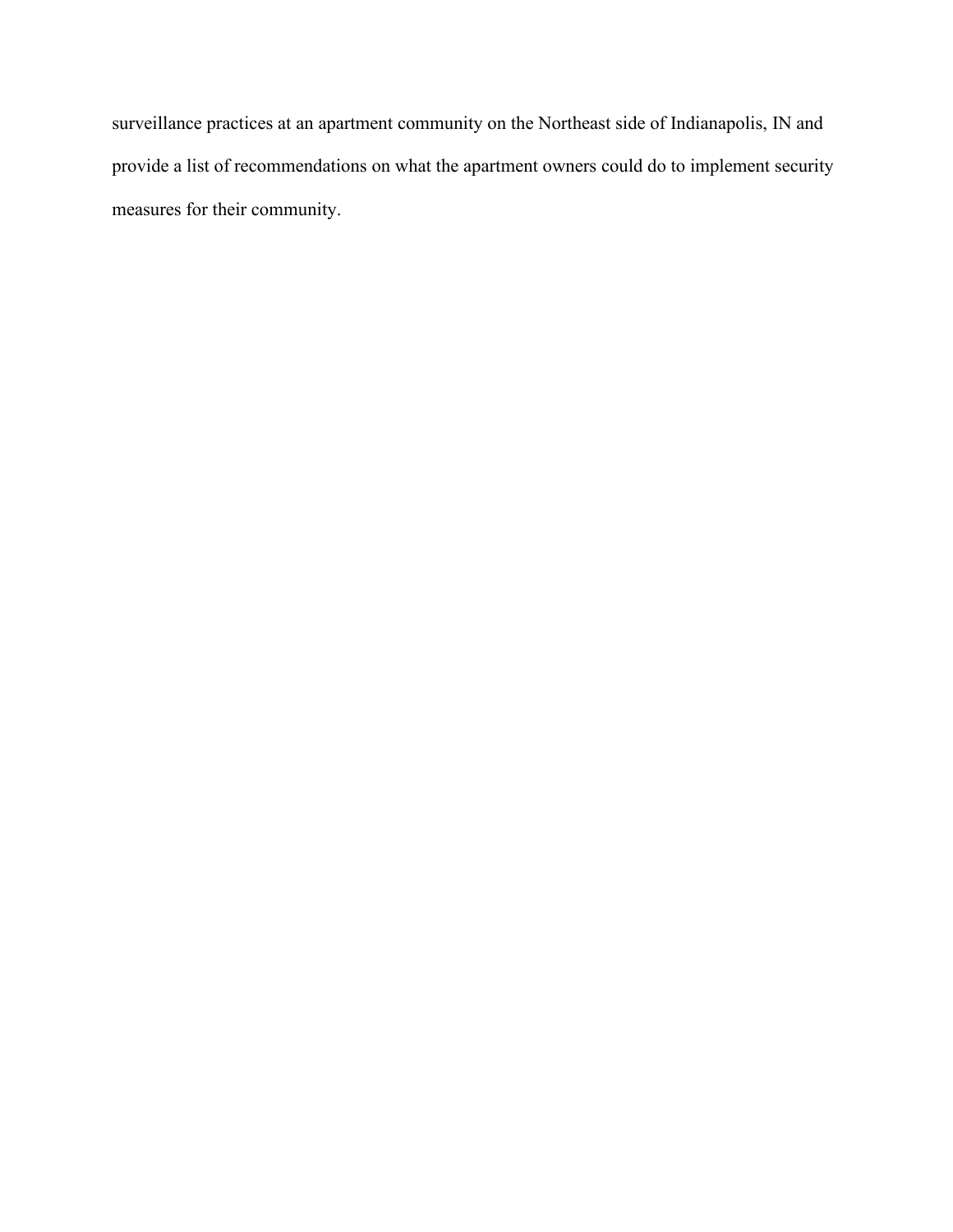surveillance practices at an apartment community on the Northeast side of Indianapolis, IN and provide a list of recommendations on what the apartment owners could do to implement security measures for their community.